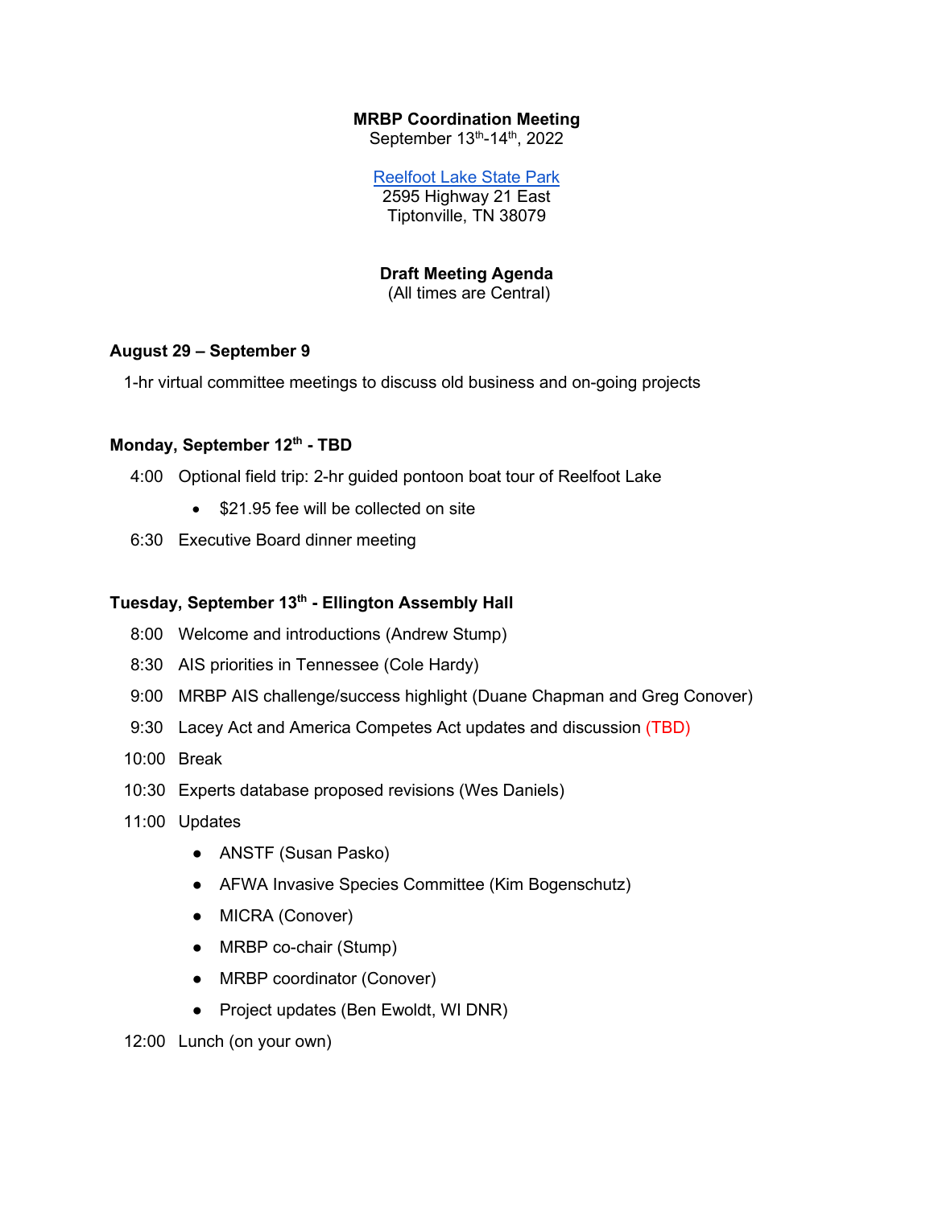**MRBP Coordination Meeting**
September 13th-14th, 2022

Reelfoot Lake State Park
2595 Highway 21 East
Tiptonville, TN 38079

**Draft Meeting Agenda**
(All times are Central)

**August 29 – September 9**

1-hr virtual committee meetings to discuss old business and on-going projects

**Monday, September 12th - TBD**

4:00 Optional field trip: 2-hr guided pontoon boat tour of Reelfoot Lake

- $21.95 fee will be collected on site

6:30 Executive Board dinner meeting

**Tuesday, September 13th - Ellington Assembly Hall**

8:00 Welcome and introductions (Andrew Stump)

8:30 AIS priorities in Tennessee (Cole Hardy)

9:00 MRBP AIS challenge/success highlight (Duane Chapman and Greg Conover)

9:30 Lacey Act and America Competes Act updates and discussion (TBD)

10:00 Break

10:30 Experts database proposed revisions (Wes Daniels)

11:00 Updates

- ANSTF (Susan Pasko)
- AFWA Invasive Species Committee (Kim Bogenschutz)
- MICRA (Conover)
- MRBP co-chair (Stump)
- MRBP coordinator (Conover)
- Project updates (Ben Ewoldt, WI DNR)

12:00 Lunch (on your own)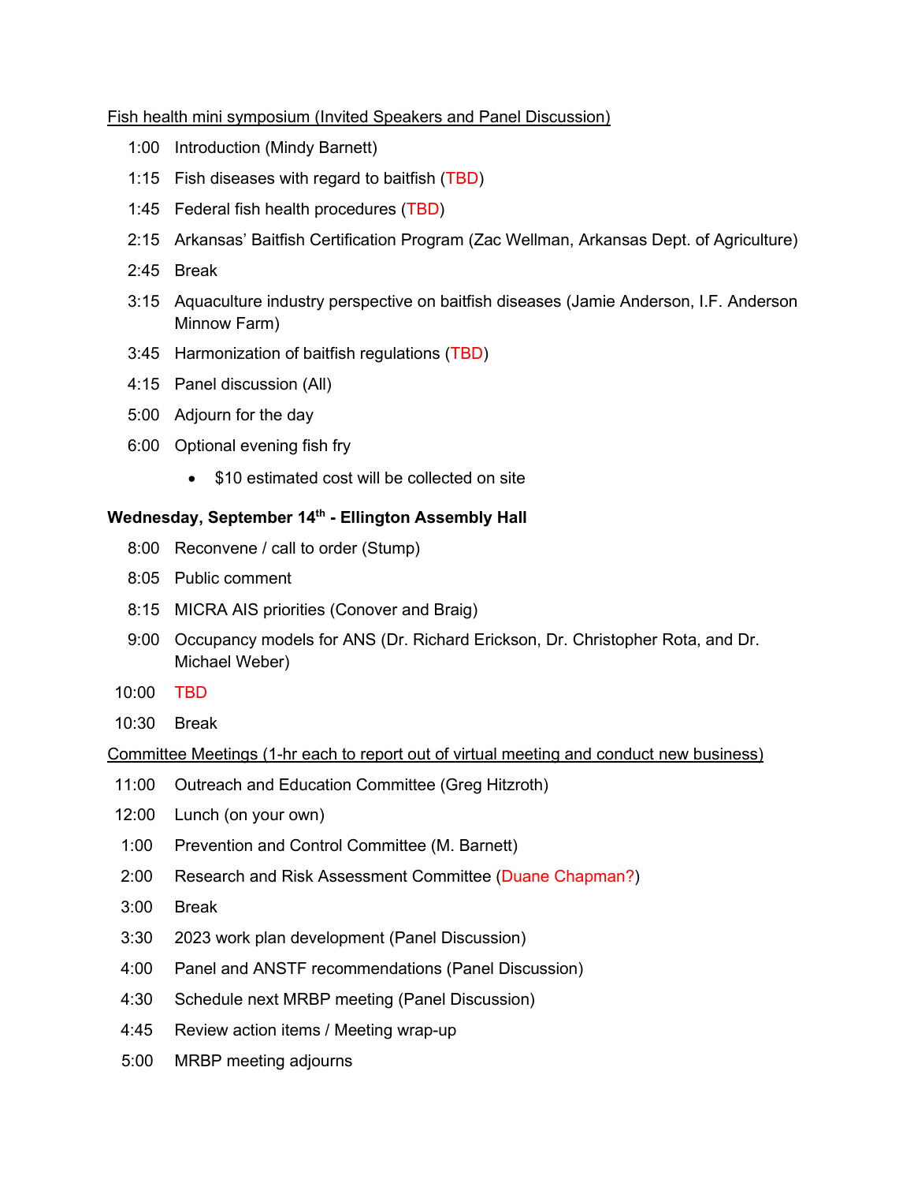Fish health mini symposium (Invited Speakers and Panel Discussion)

- 1:00 Introduction (Mindy Barnett)
- 1:15 Fish diseases with regard to baitfish (TBD)
- 1:45 Federal fish health procedures (TBD)
- 2:15 Arkansas' Baitfish Certification Program (Zac Wellman, Arkansas Dept. of Agriculture)
- 2:45 Break
- 3:15 Aquaculture industry perspective on baitfish diseases (Jamie Anderson, I.F. Anderson Minnow Farm)
- 3:45 Harmonization of baitfish regulations (TBD)
- 4:15 Panel discussion (All)
- 5:00 Adjourn for the day
- 6:00 Optional evening fish fry
    - $10 estimated cost will be collected on site

**Wednesday, September 14th - Ellington Assembly Hall**

- 8:00 Reconvene / call to order (Stump)
- 8:05 Public comment
- 8:15 MICRA AIS priorities (Conover and Braig)
- 9:00 Occupancy models for ANS (Dr. Richard Erickson, Dr. Christopher Rota, and Dr. Michael Weber)
- 10:00 TBD
- 10:30 Break

Committee Meetings (1-hr each to report out of virtual meeting and conduct new business)

- 11:00 Outreach and Education Committee (Greg Hitzroth)
- 12:00 Lunch (on your own)
- 1:00 Prevention and Control Committee (M. Barnett)
- 2:00 Research and Risk Assessment Committee (Duane Chapman?)
- 3:00 Break
- 3:30 2023 work plan development (Panel Discussion)
- 4:00 Panel and ANSTF recommendations (Panel Discussion)
- 4:30 Schedule next MRBP meeting (Panel Discussion)
- 4:45 Review action items / Meeting wrap-up
- 5:00 MRBP meeting adjourns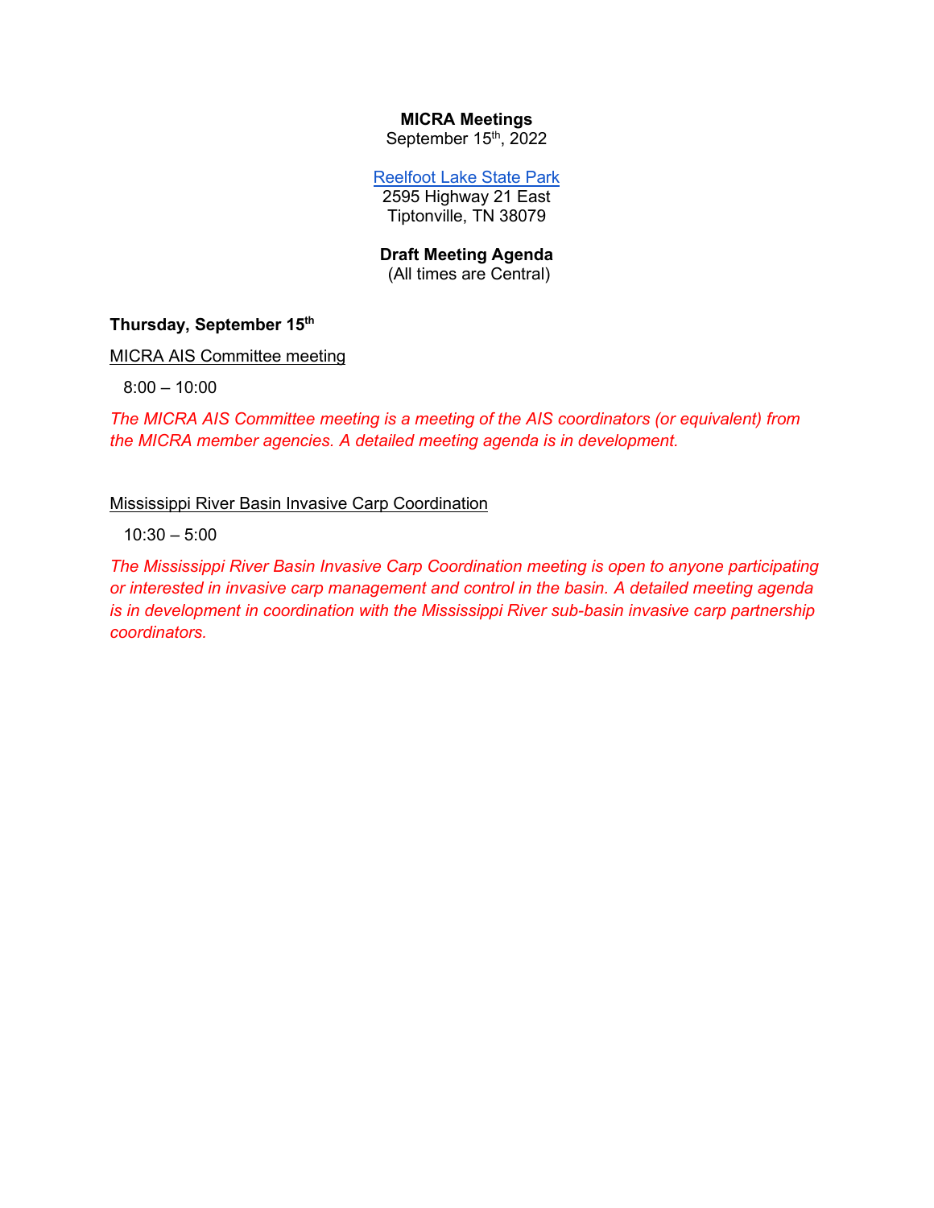**MICRA Meetings**
September 15th, 2022

[Reelfoot Lake State Park]
2595 Highway 21 East
Tiptonville, TN 38079

**Draft Meeting Agenda**
(All times are Central)

**Thursday, September 15th**

MICRA AIS Committee meeting

8:00 – 10:00

*The MICRA AIS Committee meeting is a meeting of the AIS coordinators (or equivalent) from the MICRA member agencies. A detailed meeting agenda is in development.*

Mississippi River Basin Invasive Carp Coordination

10:30 – 5:00

*The Mississippi River Basin Invasive Carp Coordination meeting is open to anyone participating or interested in invasive carp management and control in the basin. A detailed meeting agenda is in development in coordination with the Mississippi River sub-basin invasive carp partnership coordinators.*